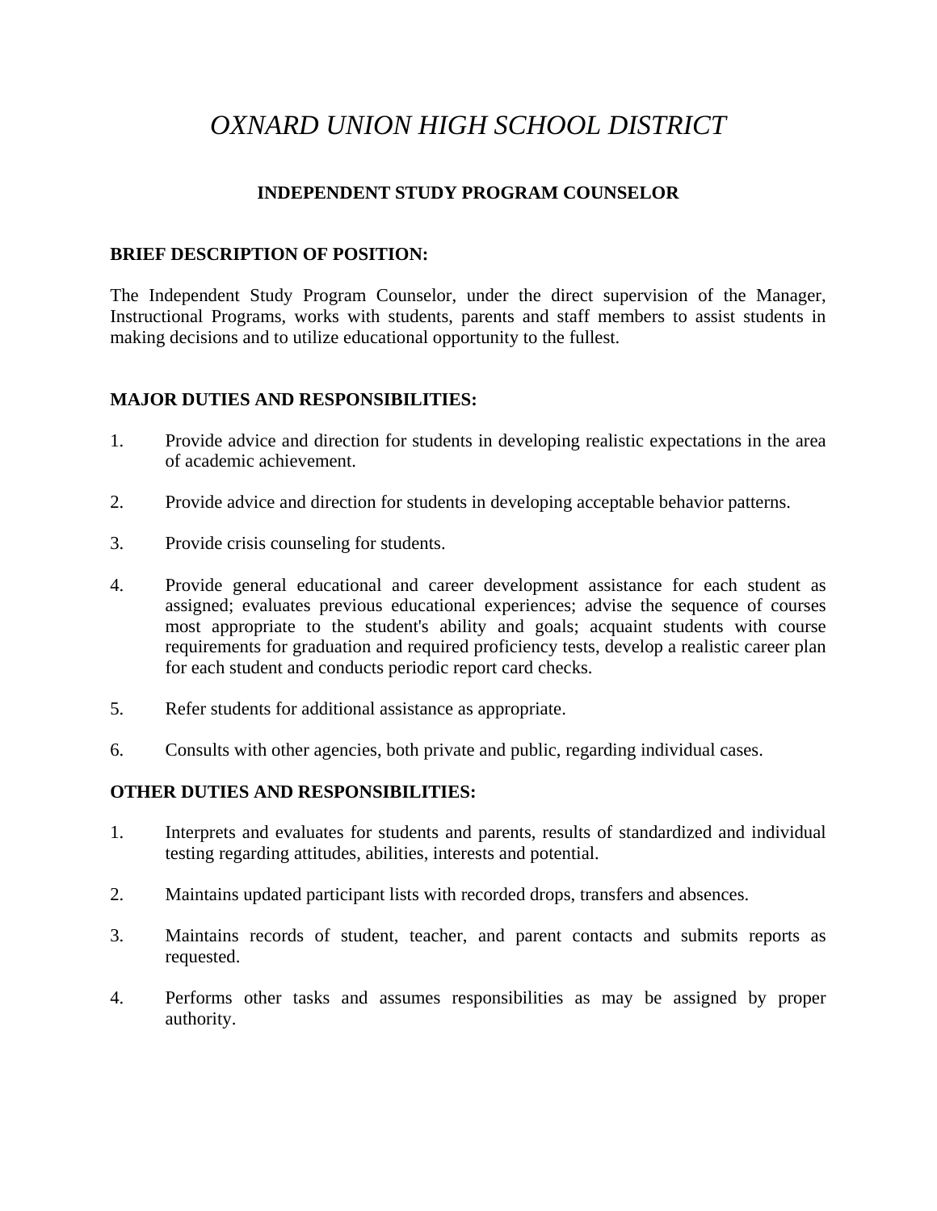# *OXNARD UNION HIGH SCHOOL DISTRICT*

## INDEPENDENT STUDY PROGRAM COUNSELOR

### BRIEF DESCRIPTION OF POSITION:

The Independent Study Program Counselor, under the direct supervision of the Manager, Instructional Programs, works with students, parents and staff members to assist students in making decisions and to utilize educational opportunity to the fullest.

### MAJOR DUTIES AND RESPONSIBILITIES:

1. Provide advice and direction for students in developing realistic expectations in the area of academic achievement.

2. Provide advice and direction for students in developing acceptable behavior patterns.

3. Provide crisis counseling for students.

4. Provide general educational and career development assistance for each student as assigned; evaluates previous educational experiences; advise the sequence of courses most appropriate to the student's ability and goals; acquaint students with course requirements for graduation and required proficiency tests, develop a realistic career plan for each student and conducts periodic report card checks.

5. Refer students for additional assistance as appropriate.

6. Consults with other agencies, both private and public, regarding individual cases.

### OTHER DUTIES AND RESPONSIBILITIES:

1. Interprets and evaluates for students and parents, results of standardized and individual testing regarding attitudes, abilities, interests and potential.

2. Maintains updated participant lists with recorded drops, transfers and absences.

3. Maintains records of student, teacher, and parent contacts and submits reports as requested.

4. Performs other tasks and assumes responsibilities as may be assigned by proper authority.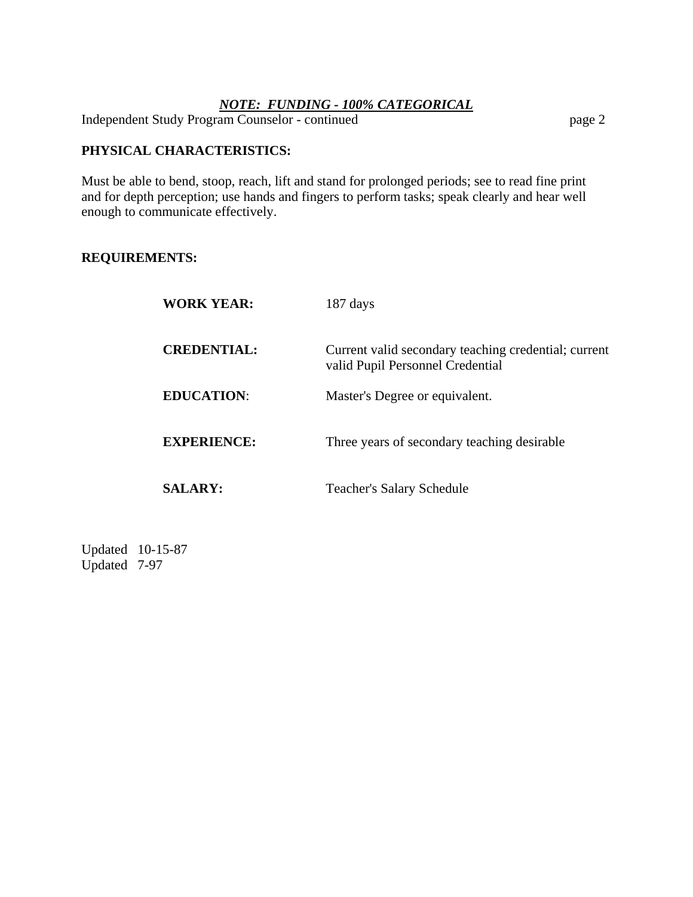***NOTE: FUNDING - 100% CATEGORICAL***

Independent Study Program Counselor - continued

## PHYSICAL CHARACTERISTICS:

Must be able to bend, stoop, reach, lift and stand for prolonged periods; see to read fine print and for depth perception; use hands and fingers to perform tasks; speak clearly and hear well enough to communicate effectively.

## REQUIREMENTS:

| | |
|---|---|
| **WORK YEAR:** | 187 days |
| **CREDENTIAL:** | Current valid secondary teaching credential; current valid Pupil Personnel Credential |
| **EDUCATION**: | Master's Degree or equivalent. |
| **EXPERIENCE:** | Three years of secondary teaching desirable |
| **SALARY:** | Teacher's Salary Schedule |

Updated 10-15-87
Updated 7-97